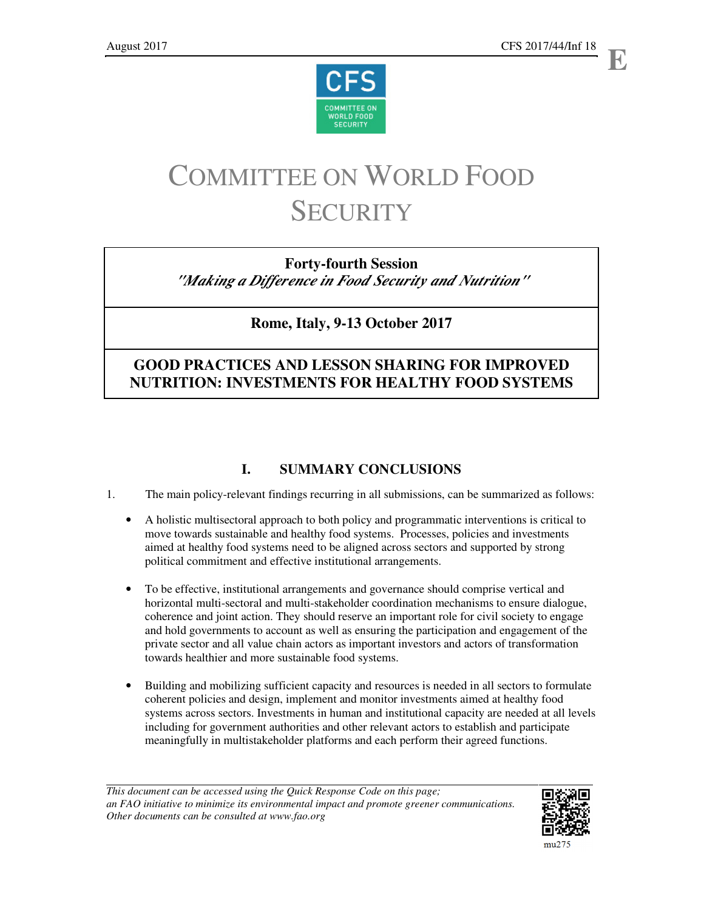August 2017 CFS 2017/44/Inf 18

# COMMITTEE ON WORLD FOOD SECURITY

**Forty-fourth Session**
*"Making a Difference in Food Security and Nutrition"*

**Rome, Italy, 9-13 October 2017**

**GOOD PRACTICES AND LESSON SHARING FOR IMPROVED NUTRITION: INVESTMENTS FOR HEALTHY FOOD SYSTEMS**

## I. SUMMARY CONCLUSIONS

1. The main policy-relevant findings recurring in all submissions, can be summarized as follows:

- A holistic multisectoral approach to both policy and programmatic interventions is critical to move towards sustainable and healthy food systems. Processes, policies and investments aimed at healthy food systems need to be aligned across sectors and supported by strong political commitment and effective institutional arrangements.

- To be effective, institutional arrangements and governance should comprise vertical and horizontal multi-sectoral and multi-stakeholder coordination mechanisms to ensure dialogue, coherence and joint action. They should reserve an important role for civil society to engage and hold governments to account as well as ensuring the participation and engagement of the private sector and all value chain actors as important investors and actors of transformation towards healthier and more sustainable food systems.

- Building and mobilizing sufficient capacity and resources is needed in all sectors to formulate coherent policies and design, implement and monitor investments aimed at healthy food systems across sectors. Investments in human and institutional capacity are needed at all levels including for government authorities and other relevant actors to establish and participate meaningfully in multistakeholder platforms and each perform their agreed functions.

*This document can be accessed using the Quick Response Code on this page; an FAO initiative to minimize its environmental impact and promote greener communications. Other documents can be consulted at www.fao.org*

mu275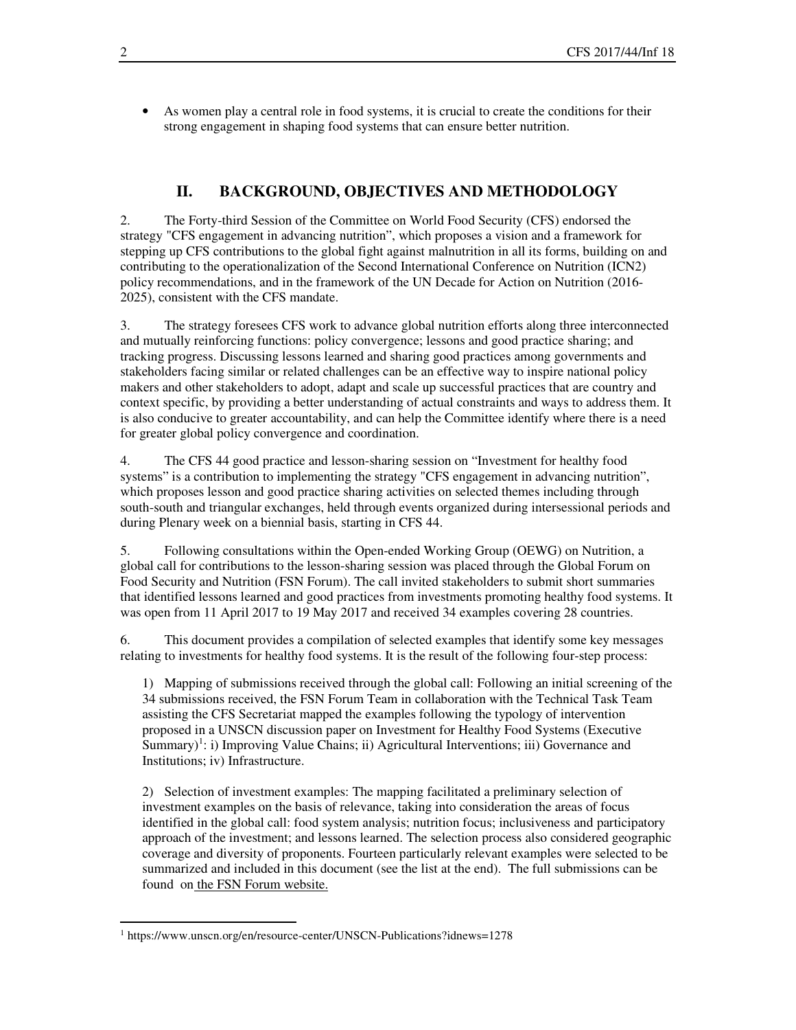- As women play a central role in food systems, it is crucial to create the conditions for their strong engagement in shaping food systems that can ensure better nutrition.

## II. BACKGROUND, OBJECTIVES AND METHODOLOGY

2. The Forty-third Session of the Committee on World Food Security (CFS) endorsed the strategy "CFS engagement in advancing nutrition", which proposes a vision and a framework for stepping up CFS contributions to the global fight against malnutrition in all its forms, building on and contributing to the operationalization of the Second International Conference on Nutrition (ICN2) policy recommendations, and in the framework of the UN Decade for Action on Nutrition (2016-2025), consistent with the CFS mandate.

3. The strategy foresees CFS work to advance global nutrition efforts along three interconnected and mutually reinforcing functions: policy convergence; lessons and good practice sharing; and tracking progress. Discussing lessons learned and sharing good practices among governments and stakeholders facing similar or related challenges can be an effective way to inspire national policy makers and other stakeholders to adopt, adapt and scale up successful practices that are country and context specific, by providing a better understanding of actual constraints and ways to address them. It is also conducive to greater accountability, and can help the Committee identify where there is a need for greater global policy convergence and coordination.

4. The CFS 44 good practice and lesson-sharing session on "Investment for healthy food systems" is a contribution to implementing the strategy "CFS engagement in advancing nutrition", which proposes lesson and good practice sharing activities on selected themes including through south-south and triangular exchanges, held through events organized during intersessional periods and during Plenary week on a biennial basis, starting in CFS 44.

5. Following consultations within the Open-ended Working Group (OEWG) on Nutrition, a global call for contributions to the lesson-sharing session was placed through the Global Forum on Food Security and Nutrition (FSN Forum). The call invited stakeholders to submit short summaries that identified lessons learned and good practices from investments promoting healthy food systems. It was open from 11 April 2017 to 19 May 2017 and received 34 examples covering 28 countries.

6. This document provides a compilation of selected examples that identify some key messages relating to investments for healthy food systems. It is the result of the following four-step process:

1) Mapping of submissions received through the global call: Following an initial screening of the 34 submissions received, the FSN Forum Team in collaboration with the Technical Task Team assisting the CFS Secretariat mapped the examples following the typology of intervention proposed in a UNSCN discussion paper on Investment for Healthy Food Systems (Executive Summary)[1]: i) Improving Value Chains; ii) Agricultural Interventions; iii) Governance and Institutions; iv) Infrastructure.

2) Selection of investment examples: The mapping facilitated a preliminary selection of investment examples on the basis of relevance, taking into consideration the areas of focus identified in the global call: food system analysis; nutrition focus; inclusiveness and participatory approach of the investment; and lessons learned. The selection process also considered geographic coverage and diversity of proponents. Fourteen particularly relevant examples were selected to be summarized and included in this document (see the list at the end). The full submissions can be found on the FSN Forum website.

[1] https://www.unscn.org/en/resource-center/UNSCN-Publications?idnews=1278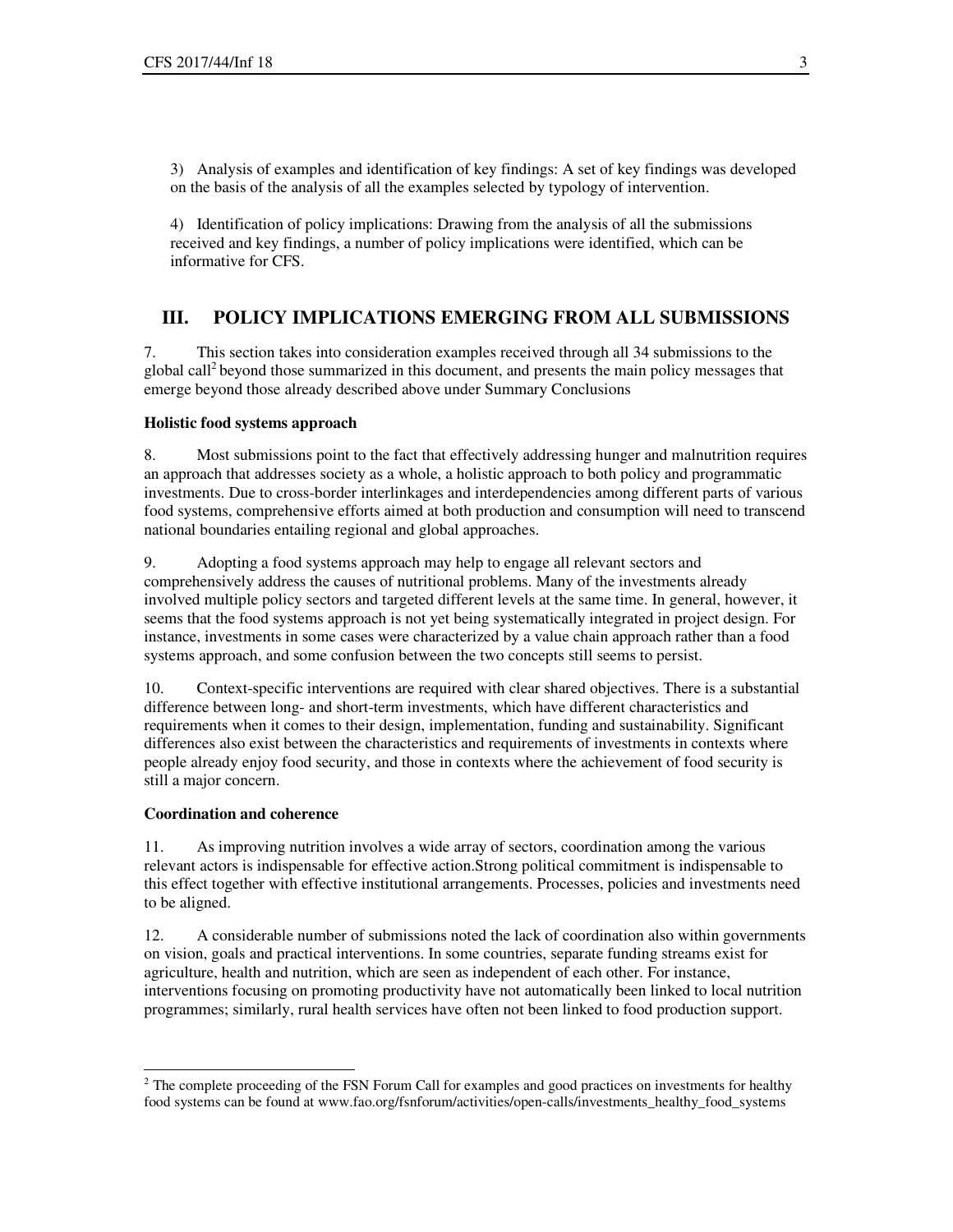3) Analysis of examples and identification of key findings: A set of key findings was developed on the basis of the analysis of all the examples selected by typology of intervention.

4) Identification of policy implications: Drawing from the analysis of all the submissions received and key findings, a number of policy implications were identified, which can be informative for CFS.

## III. POLICY IMPLICATIONS EMERGING FROM ALL SUBMISSIONS

7. This section takes into consideration examples received through all 34 submissions to the global call[2] beyond those summarized in this document, and presents the main policy messages that emerge beyond those already described above under Summary Conclusions

**Holistic food systems approach**

8. Most submissions point to the fact that effectively addressing hunger and malnutrition requires an approach that addresses society as a whole, a holistic approach to both policy and programmatic investments. Due to cross-border interlinkages and interdependencies among different parts of various food systems, comprehensive efforts aimed at both production and consumption will need to transcend national boundaries entailing regional and global approaches.

9. Adopting a food systems approach may help to engage all relevant sectors and comprehensively address the causes of nutritional problems. Many of the investments already involved multiple policy sectors and targeted different levels at the same time. In general, however, it seems that the food systems approach is not yet being systematically integrated in project design. For instance, investments in some cases were characterized by a value chain approach rather than a food systems approach, and some confusion between the two concepts still seems to persist.

10. Context-specific interventions are required with clear shared objectives. There is a substantial difference between long- and short-term investments, which have different characteristics and requirements when it comes to their design, implementation, funding and sustainability. Significant differences also exist between the characteristics and requirements of investments in contexts where people already enjoy food security, and those in contexts where the achievement of food security is still a major concern.

**Coordination and coherence**

11. As improving nutrition involves a wide array of sectors, coordination among the various relevant actors is indispensable for effective action.Strong political commitment is indispensable to this effect together with effective institutional arrangements. Processes, policies and investments need to be aligned.

12. A considerable number of submissions noted the lack of coordination also within governments on vision, goals and practical interventions. In some countries, separate funding streams exist for agriculture, health and nutrition, which are seen as independent of each other. For instance, interventions focusing on promoting productivity have not automatically been linked to local nutrition programmes; similarly, rural health services have often not been linked to food production support.

[2] The complete proceeding of the FSN Forum Call for examples and good practices on investments for healthy food systems can be found at www.fao.org/fsnforum/activities/open-calls/investments_healthy_food_systems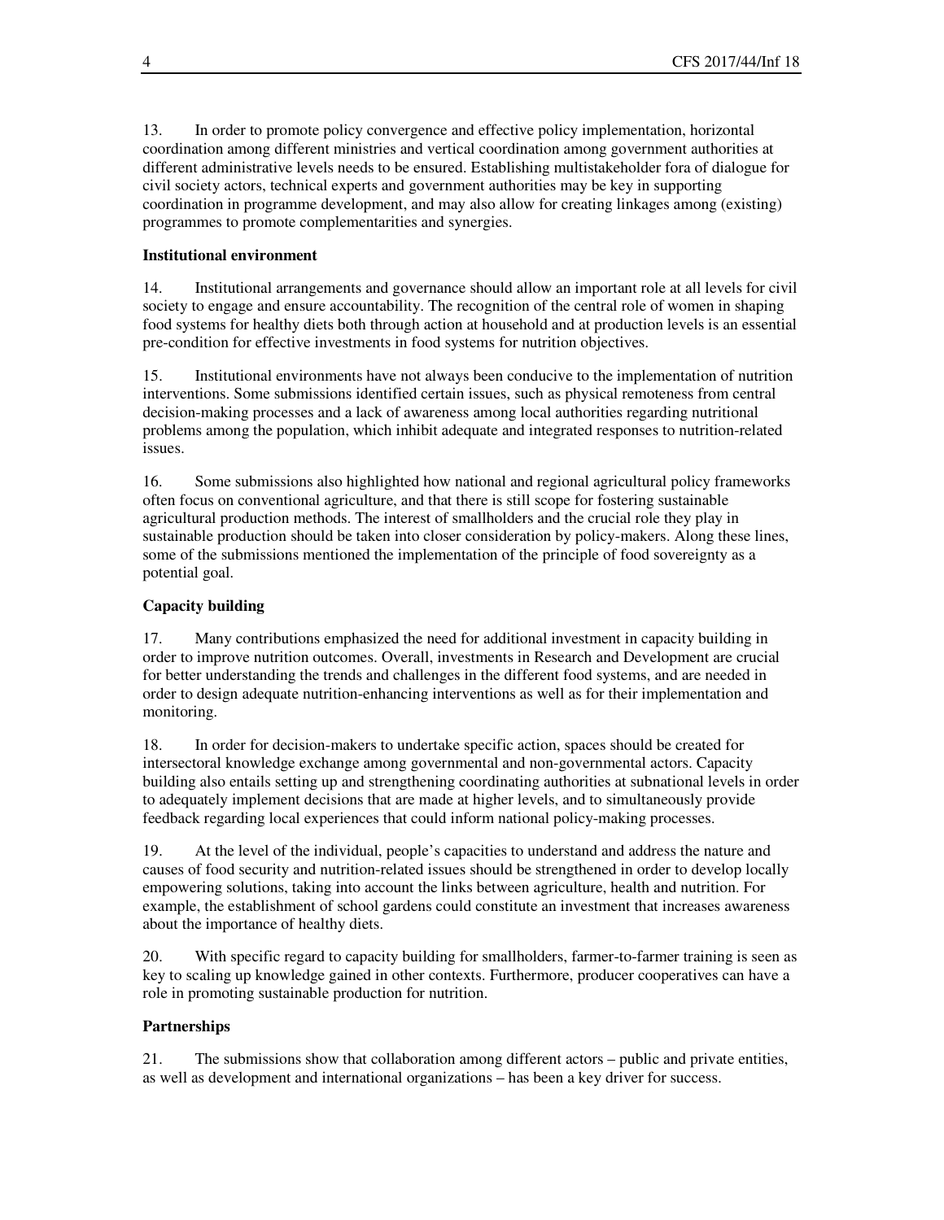13. In order to promote policy convergence and effective policy implementation, horizontal coordination among different ministries and vertical coordination among government authorities at different administrative levels needs to be ensured. Establishing multistakeholder fora of dialogue for civil society actors, technical experts and government authorities may be key in supporting coordination in programme development, and may also allow for creating linkages among (existing) programmes to promote complementarities and synergies.

**Institutional environment**

14. Institutional arrangements and governance should allow an important role at all levels for civil society to engage and ensure accountability. The recognition of the central role of women in shaping food systems for healthy diets both through action at household and at production levels is an essential pre-condition for effective investments in food systems for nutrition objectives.

15. Institutional environments have not always been conducive to the implementation of nutrition interventions. Some submissions identified certain issues, such as physical remoteness from central decision-making processes and a lack of awareness among local authorities regarding nutritional problems among the population, which inhibit adequate and integrated responses to nutrition-related issues.

16. Some submissions also highlighted how national and regional agricultural policy frameworks often focus on conventional agriculture, and that there is still scope for fostering sustainable agricultural production methods. The interest of smallholders and the crucial role they play in sustainable production should be taken into closer consideration by policy-makers. Along these lines, some of the submissions mentioned the implementation of the principle of food sovereignty as a potential goal.

**Capacity building**

17. Many contributions emphasized the need for additional investment in capacity building in order to improve nutrition outcomes. Overall, investments in Research and Development are crucial for better understanding the trends and challenges in the different food systems, and are needed in order to design adequate nutrition-enhancing interventions as well as for their implementation and monitoring.

18. In order for decision-makers to undertake specific action, spaces should be created for intersectoral knowledge exchange among governmental and non-governmental actors. Capacity building also entails setting up and strengthening coordinating authorities at subnational levels in order to adequately implement decisions that are made at higher levels, and to simultaneously provide feedback regarding local experiences that could inform national policy-making processes.

19. At the level of the individual, people's capacities to understand and address the nature and causes of food security and nutrition-related issues should be strengthened in order to develop locally empowering solutions, taking into account the links between agriculture, health and nutrition. For example, the establishment of school gardens could constitute an investment that increases awareness about the importance of healthy diets.

20. With specific regard to capacity building for smallholders, farmer-to-farmer training is seen as key to scaling up knowledge gained in other contexts. Furthermore, producer cooperatives can have a role in promoting sustainable production for nutrition.

**Partnerships**

21. The submissions show that collaboration among different actors – public and private entities, as well as development and international organizations – has been a key driver for success.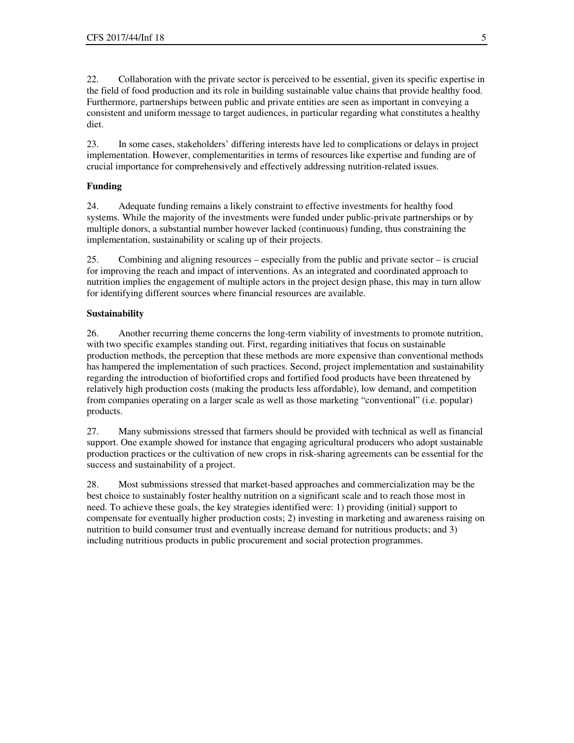22. Collaboration with the private sector is perceived to be essential, given its specific expertise in the field of food production and its role in building sustainable value chains that provide healthy food. Furthermore, partnerships between public and private entities are seen as important in conveying a consistent and uniform message to target audiences, in particular regarding what constitutes a healthy diet.

23. In some cases, stakeholders' differing interests have led to complications or delays in project implementation. However, complementarities in terms of resources like expertise and funding are of crucial importance for comprehensively and effectively addressing nutrition-related issues.

**Funding**

24. Adequate funding remains a likely constraint to effective investments for healthy food systems. While the majority of the investments were funded under public-private partnerships or by multiple donors, a substantial number however lacked (continuous) funding, thus constraining the implementation, sustainability or scaling up of their projects.

25. Combining and aligning resources – especially from the public and private sector – is crucial for improving the reach and impact of interventions. As an integrated and coordinated approach to nutrition implies the engagement of multiple actors in the project design phase, this may in turn allow for identifying different sources where financial resources are available.

**Sustainability**

26. Another recurring theme concerns the long-term viability of investments to promote nutrition, with two specific examples standing out. First, regarding initiatives that focus on sustainable production methods, the perception that these methods are more expensive than conventional methods has hampered the implementation of such practices. Second, project implementation and sustainability regarding the introduction of biofortified crops and fortified food products have been threatened by relatively high production costs (making the products less affordable), low demand, and competition from companies operating on a larger scale as well as those marketing "conventional" (i.e. popular) products.

27. Many submissions stressed that farmers should be provided with technical as well as financial support. One example showed for instance that engaging agricultural producers who adopt sustainable production practices or the cultivation of new crops in risk-sharing agreements can be essential for the success and sustainability of a project.

28. Most submissions stressed that market-based approaches and commercialization may be the best choice to sustainably foster healthy nutrition on a significant scale and to reach those most in need. To achieve these goals, the key strategies identified were: 1) providing (initial) support to compensate for eventually higher production costs; 2) investing in marketing and awareness raising on nutrition to build consumer trust and eventually increase demand for nutritious products; and 3) including nutritious products in public procurement and social protection programmes.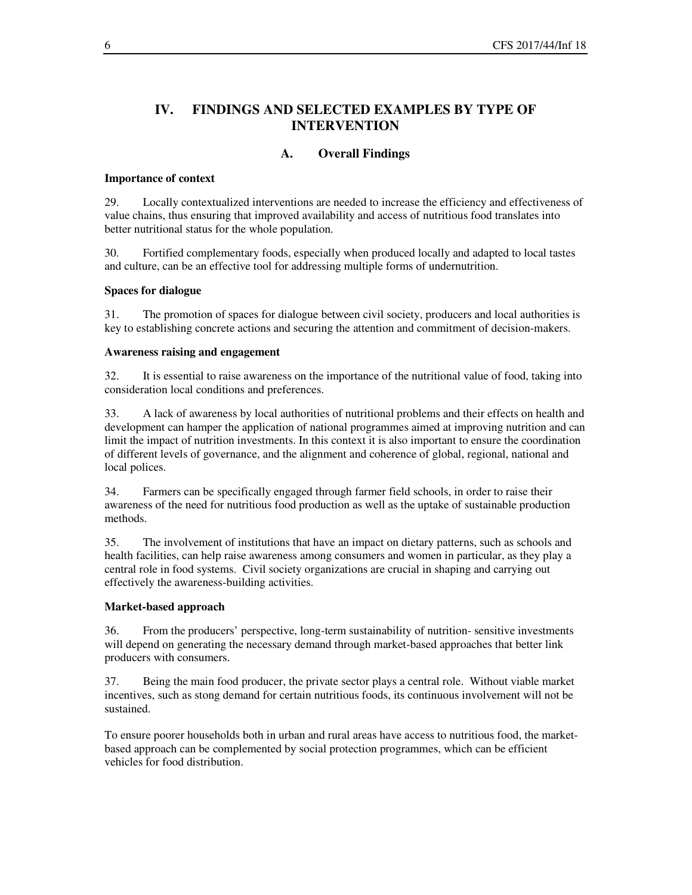# IV. FINDINGS AND SELECTED EXAMPLES BY TYPE OF INTERVENTION

## A. Overall Findings

**Importance of context**

29. Locally contextualized interventions are needed to increase the efficiency and effectiveness of value chains, thus ensuring that improved availability and access of nutritious food translates into better nutritional status for the whole population.

30. Fortified complementary foods, especially when produced locally and adapted to local tastes and culture, can be an effective tool for addressing multiple forms of undernutrition.

**Spaces for dialogue**

31. The promotion of spaces for dialogue between civil society, producers and local authorities is key to establishing concrete actions and securing the attention and commitment of decision-makers.

**Awareness raising and engagement**

32. It is essential to raise awareness on the importance of the nutritional value of food, taking into consideration local conditions and preferences.

33. A lack of awareness by local authorities of nutritional problems and their effects on health and development can hamper the application of national programmes aimed at improving nutrition and can limit the impact of nutrition investments. In this context it is also important to ensure the coordination of different levels of governance, and the alignment and coherence of global, regional, national and local polices.

34. Farmers can be specifically engaged through farmer field schools, in order to raise their awareness of the need for nutritious food production as well as the uptake of sustainable production methods.

35. The involvement of institutions that have an impact on dietary patterns, such as schools and health facilities, can help raise awareness among consumers and women in particular, as they play a central role in food systems. Civil society organizations are crucial in shaping and carrying out effectively the awareness-building activities.

**Market-based approach**

36. From the producers' perspective, long-term sustainability of nutrition- sensitive investments will depend on generating the necessary demand through market-based approaches that better link producers with consumers.

37. Being the main food producer, the private sector plays a central role. Without viable market incentives, such as stong demand for certain nutritious foods, its continuous involvement will not be sustained.

To ensure poorer households both in urban and rural areas have access to nutritious food, the market-based approach can be complemented by social protection programmes, which can be efficient vehicles for food distribution.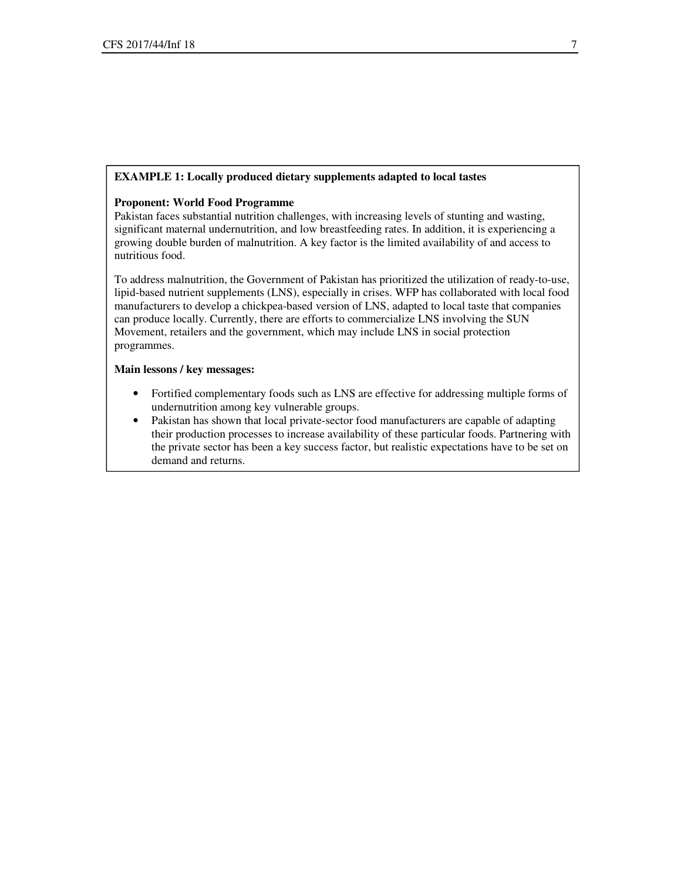**EXAMPLE 1: Locally produced dietary supplements adapted to local tastes**

**Proponent: World Food Programme**

Pakistan faces substantial nutrition challenges, with increasing levels of stunting and wasting, significant maternal undernutrition, and low breastfeeding rates. In addition, it is experiencing a growing double burden of malnutrition. A key factor is the limited availability of and access to nutritious food.

To address malnutrition, the Government of Pakistan has prioritized the utilization of ready-to-use, lipid-based nutrient supplements (LNS), especially in crises. WFP has collaborated with local food manufacturers to develop a chickpea-based version of LNS, adapted to local taste that companies can produce locally. Currently, there are efforts to commercialize LNS involving the SUN Movement, retailers and the government, which may include LNS in social protection programmes.

**Main lessons / key messages:**

- Fortified complementary foods such as LNS are effective for addressing multiple forms of undernutrition among key vulnerable groups.
- Pakistan has shown that local private-sector food manufacturers are capable of adapting their production processes to increase availability of these particular foods. Partnering with the private sector has been a key success factor, but realistic expectations have to be set on demand and returns.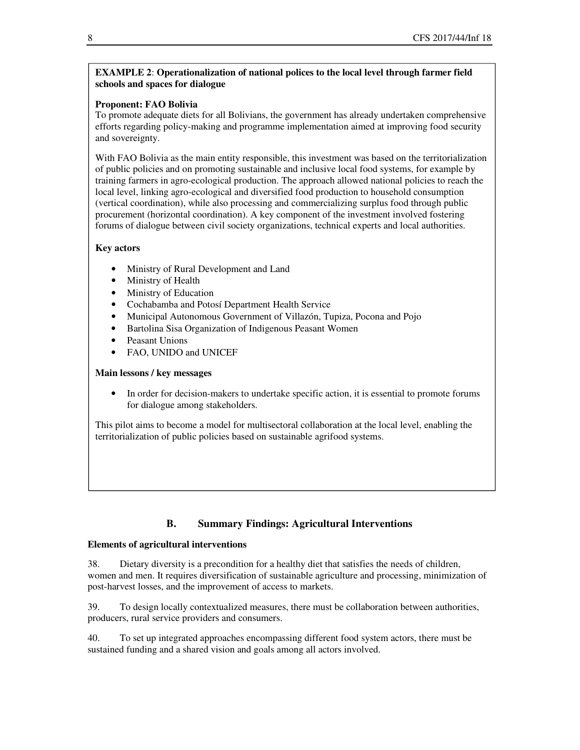**EXAMPLE 2**: **Operationalization of national polices to the local level through farmer field schools and spaces for dialogue**

**Proponent: FAO Bolivia**

To promote adequate diets for all Bolivians, the government has already undertaken comprehensive efforts regarding policy-making and programme implementation aimed at improving food security and sovereignty.

With FAO Bolivia as the main entity responsible, this investment was based on the territorialization of public policies and on promoting sustainable and inclusive local food systems, for example by training farmers in agro-ecological production. The approach allowed national policies to reach the local level, linking agro-ecological and diversified food production to household consumption (vertical coordination), while also processing and commercializing surplus food through public procurement (horizontal coordination). A key component of the investment involved fostering forums of dialogue between civil society organizations, technical experts and local authorities.

**Key actors**

- Ministry of Rural Development and Land
- Ministry of Health
- Ministry of Education
- Cochabamba and Potosí Department Health Service
- Municipal Autonomous Government of Villazón, Tupiza, Pocona and Pojo
- Bartolina Sisa Organization of Indigenous Peasant Women
- Peasant Unions
- FAO, UNIDO and UNICEF

**Main lessons / key messages**

- In order for decision-makers to undertake specific action, it is essential to promote forums for dialogue among stakeholders.

This pilot aims to become a model for multisectoral collaboration at the local level, enabling the territorialization of public policies based on sustainable agrifood systems.

## B. Summary Findings: Agricultural Interventions

**Elements of agricultural interventions**

38. Dietary diversity is a precondition for a healthy diet that satisfies the needs of children, women and men. It requires diversification of sustainable agriculture and processing, minimization of post-harvest losses, and the improvement of access to markets.

39. To design locally contextualized measures, there must be collaboration between authorities, producers, rural service providers and consumers.

40. To set up integrated approaches encompassing different food system actors, there must be sustained funding and a shared vision and goals among all actors involved.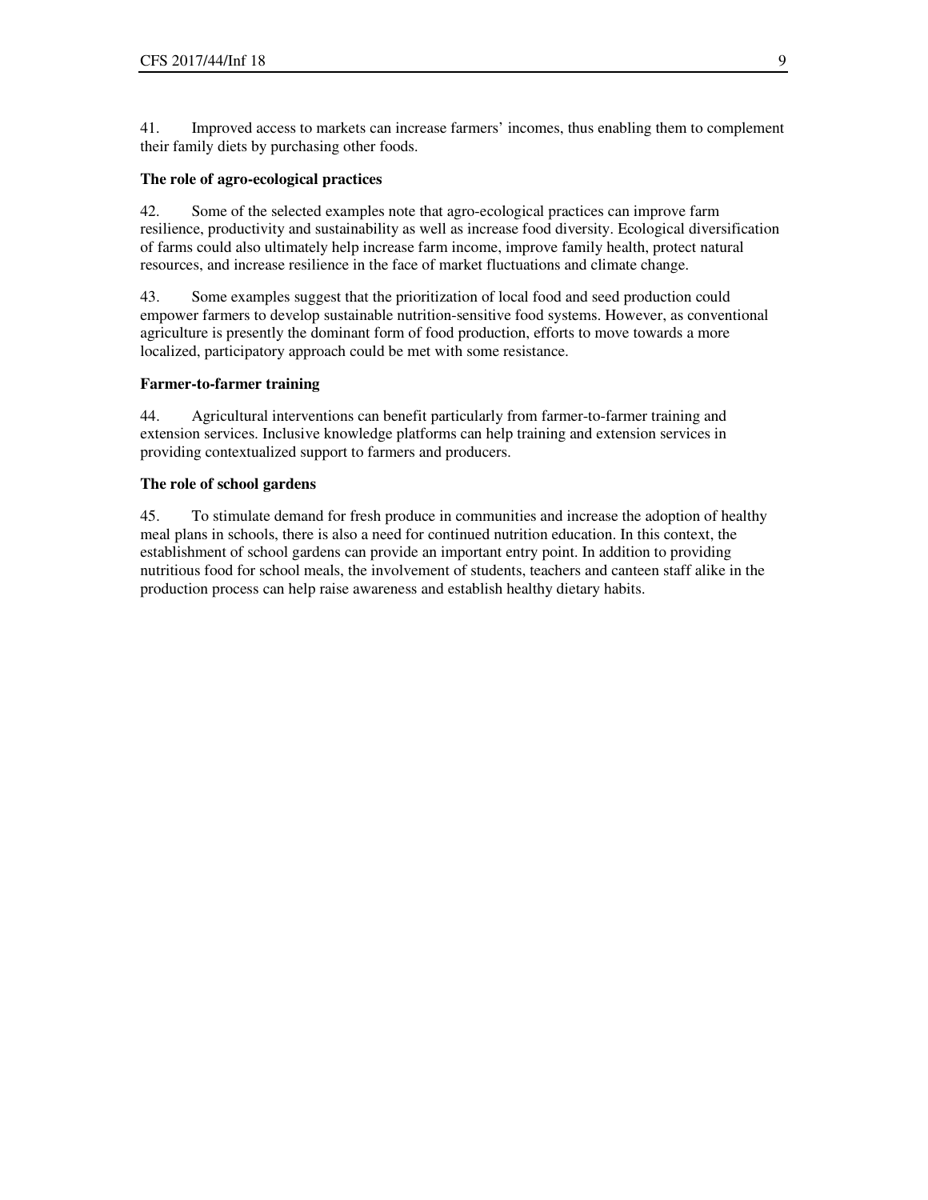41. Improved access to markets can increase farmers' incomes, thus enabling them to complement their family diets by purchasing other foods.

**The role of agro-ecological practices**

42. Some of the selected examples note that agro-ecological practices can improve farm resilience, productivity and sustainability as well as increase food diversity. Ecological diversification of farms could also ultimately help increase farm income, improve family health, protect natural resources, and increase resilience in the face of market fluctuations and climate change.

43. Some examples suggest that the prioritization of local food and seed production could empower farmers to develop sustainable nutrition-sensitive food systems. However, as conventional agriculture is presently the dominant form of food production, efforts to move towards a more localized, participatory approach could be met with some resistance.

**Farmer-to-farmer training**

44. Agricultural interventions can benefit particularly from farmer-to-farmer training and extension services. Inclusive knowledge platforms can help training and extension services in providing contextualized support to farmers and producers.

**The role of school gardens**

45. To stimulate demand for fresh produce in communities and increase the adoption of healthy meal plans in schools, there is also a need for continued nutrition education. In this context, the establishment of school gardens can provide an important entry point. In addition to providing nutritious food for school meals, the involvement of students, teachers and canteen staff alike in the production process can help raise awareness and establish healthy dietary habits.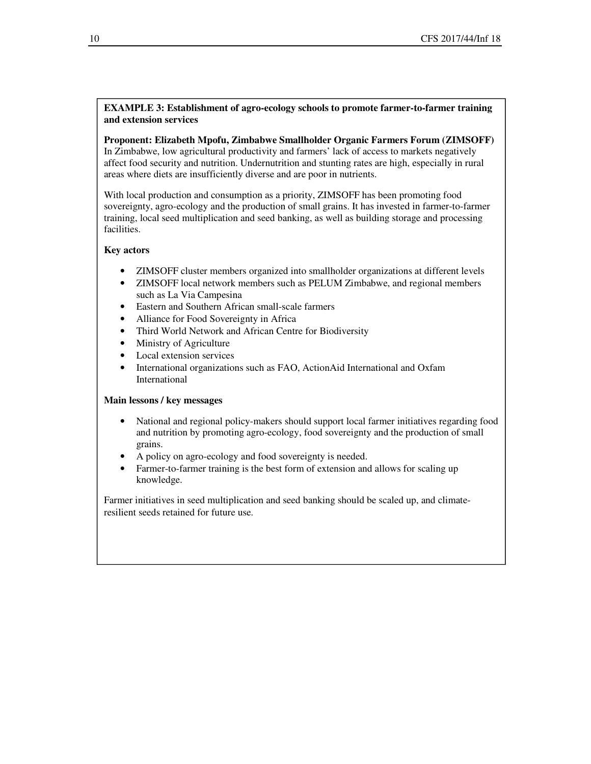**EXAMPLE 3: Establishment of agro-ecology schools to promote farmer-to-farmer training and extension services**

**Proponent: Elizabeth Mpofu, Zimbabwe Smallholder Organic Farmers Forum (ZIMSOFF)**
In Zimbabwe, low agricultural productivity and farmers' lack of access to markets negatively affect food security and nutrition. Undernutrition and stunting rates are high, especially in rural areas where diets are insufficiently diverse and are poor in nutrients.

With local production and consumption as a priority, ZIMSOFF has been promoting food sovereignty, agro-ecology and the production of small grains. It has invested in farmer-to-farmer training, local seed multiplication and seed banking, as well as building storage and processing facilities.

**Key actors**

- ZIMSOFF cluster members organized into smallholder organizations at different levels
- ZIMSOFF local network members such as PELUM Zimbabwe, and regional members such as La Via Campesina
- Eastern and Southern African small-scale farmers
- Alliance for Food Sovereignty in Africa
- Third World Network and African Centre for Biodiversity
- Ministry of Agriculture
- Local extension services
- International organizations such as FAO, ActionAid International and Oxfam International

**Main lessons / key messages**

- National and regional policy-makers should support local farmer initiatives regarding food and nutrition by promoting agro-ecology, food sovereignty and the production of small grains.
- A policy on agro-ecology and food sovereignty is needed.
- Farmer-to-farmer training is the best form of extension and allows for scaling up knowledge.

Farmer initiatives in seed multiplication and seed banking should be scaled up, and climate-resilient seeds retained for future use.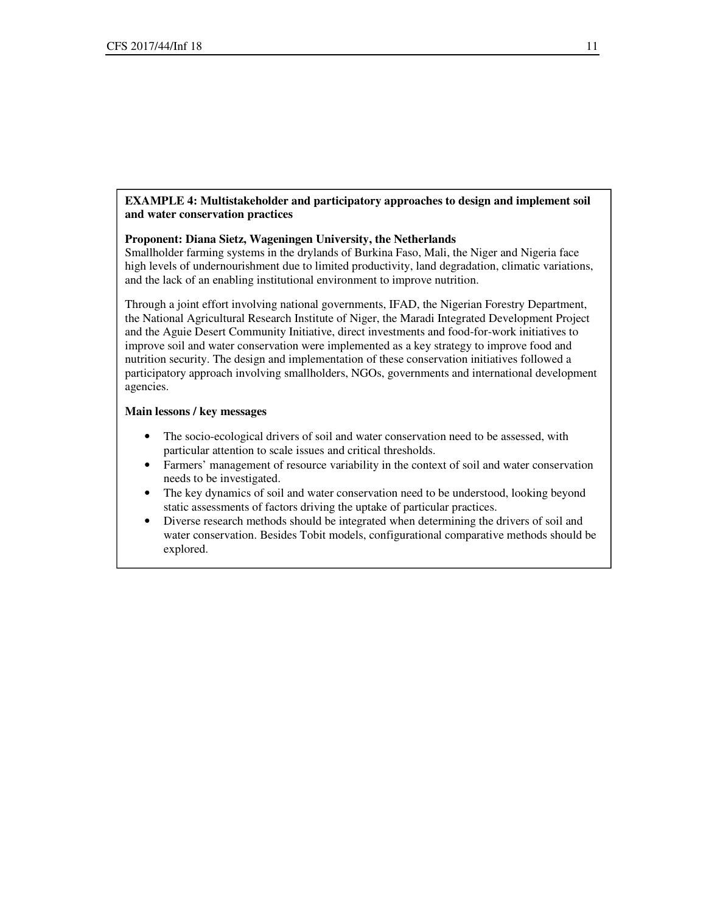**EXAMPLE 4: Multistakeholder and participatory approaches to design and implement soil and water conservation practices**

**Proponent: Diana Sietz, Wageningen University, the Netherlands**

Smallholder farming systems in the drylands of Burkina Faso, Mali, the Niger and Nigeria face high levels of undernourishment due to limited productivity, land degradation, climatic variations, and the lack of an enabling institutional environment to improve nutrition.

Through a joint effort involving national governments, IFAD, the Nigerian Forestry Department, the National Agricultural Research Institute of Niger, the Maradi Integrated Development Project and the Aguie Desert Community Initiative, direct investments and food-for-work initiatives to improve soil and water conservation were implemented as a key strategy to improve food and nutrition security. The design and implementation of these conservation initiatives followed a participatory approach involving smallholders, NGOs, governments and international development agencies.

**Main lessons / key messages**

- The socio-ecological drivers of soil and water conservation need to be assessed, with particular attention to scale issues and critical thresholds.
- Farmers' management of resource variability in the context of soil and water conservation needs to be investigated.
- The key dynamics of soil and water conservation need to be understood, looking beyond static assessments of factors driving the uptake of particular practices.
- Diverse research methods should be integrated when determining the drivers of soil and water conservation. Besides Tobit models, configurational comparative methods should be explored.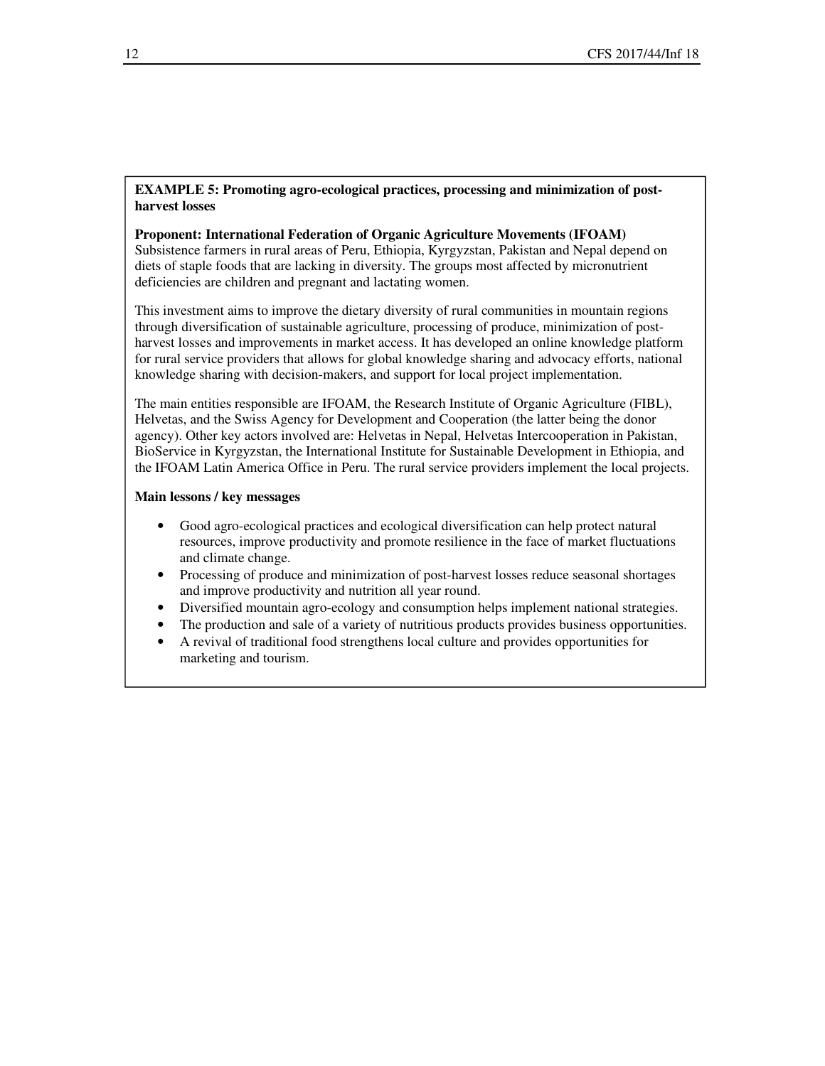**EXAMPLE 5: Promoting agro-ecological practices, processing and minimization of post-harvest losses**

**Proponent: International Federation of Organic Agriculture Movements (IFOAM)**
Subsistence farmers in rural areas of Peru, Ethiopia, Kyrgyzstan, Pakistan and Nepal depend on diets of staple foods that are lacking in diversity. The groups most affected by micronutrient deficiencies are children and pregnant and lactating women.

This investment aims to improve the dietary diversity of rural communities in mountain regions through diversification of sustainable agriculture, processing of produce, minimization of post-harvest losses and improvements in market access. It has developed an online knowledge platform for rural service providers that allows for global knowledge sharing and advocacy efforts, national knowledge sharing with decision-makers, and support for local project implementation.

The main entities responsible are IFOAM, the Research Institute of Organic Agriculture (FIBL), Helvetas, and the Swiss Agency for Development and Cooperation (the latter being the donor agency). Other key actors involved are: Helvetas in Nepal, Helvetas Intercooperation in Pakistan, BioService in Kyrgyzstan, the International Institute for Sustainable Development in Ethiopia, and the IFOAM Latin America Office in Peru. The rural service providers implement the local projects.

**Main lessons / key messages**

- Good agro-ecological practices and ecological diversification can help protect natural resources, improve productivity and promote resilience in the face of market fluctuations and climate change.
- Processing of produce and minimization of post-harvest losses reduce seasonal shortages and improve productivity and nutrition all year round.
- Diversified mountain agro-ecology and consumption helps implement national strategies.
- The production and sale of a variety of nutritious products provides business opportunities.
- A revival of traditional food strengthens local culture and provides opportunities for marketing and tourism.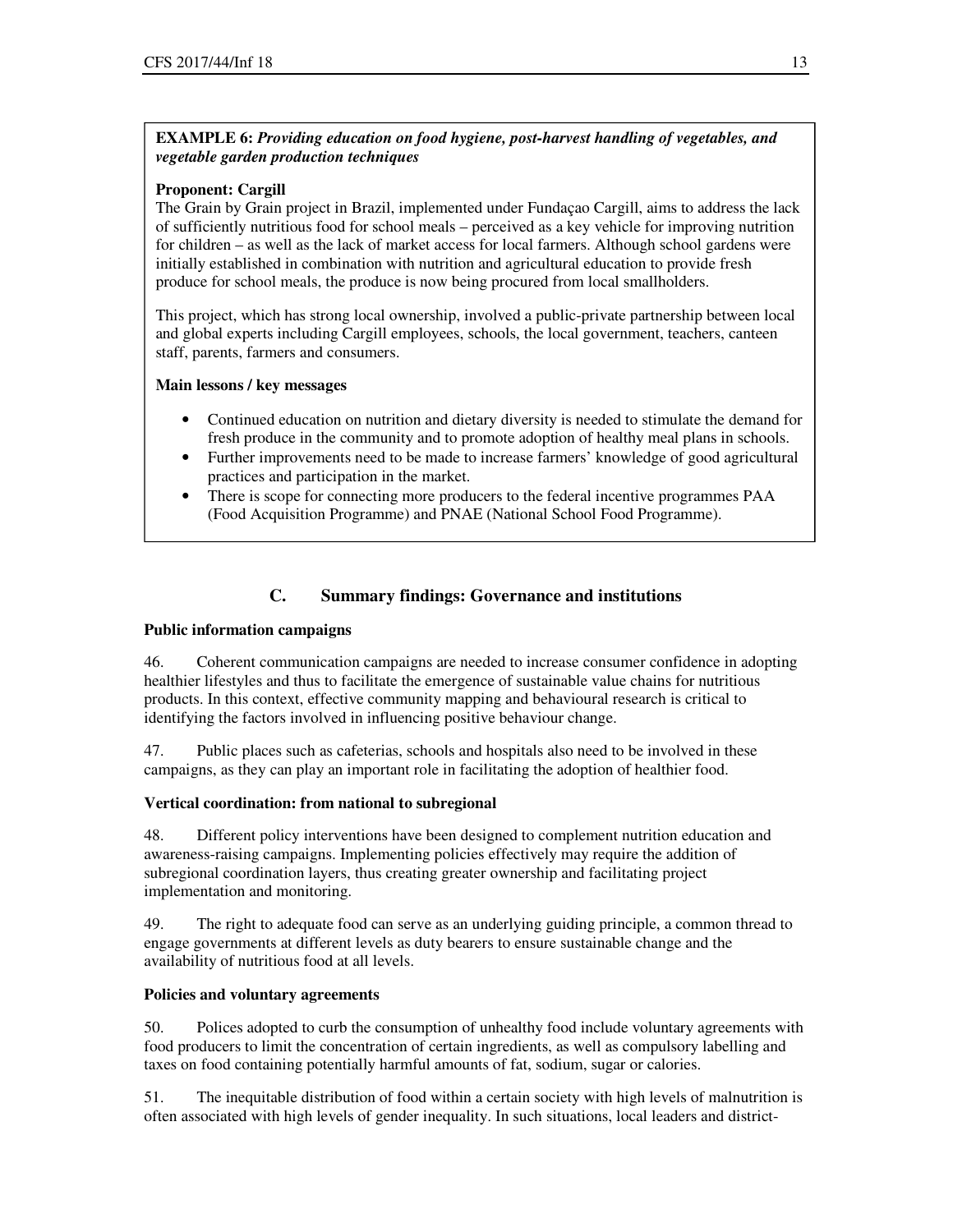**EXAMPLE 6:** ***Providing education on food hygiene, post-harvest handling of vegetables, and vegetable garden production techniques***

**Proponent: Cargill**

The Grain by Grain project in Brazil, implemented under Fundaçao Cargill, aims to address the lack of sufficiently nutritious food for school meals – perceived as a key vehicle for improving nutrition for children – as well as the lack of market access for local farmers. Although school gardens were initially established in combination with nutrition and agricultural education to provide fresh produce for school meals, the produce is now being procured from local smallholders.

This project, which has strong local ownership, involved a public-private partnership between local and global experts including Cargill employees, schools, the local government, teachers, canteen staff, parents, farmers and consumers.

**Main lessons / key messages**

- Continued education on nutrition and dietary diversity is needed to stimulate the demand for fresh produce in the community and to promote adoption of healthy meal plans in schools.
- Further improvements need to be made to increase farmers' knowledge of good agricultural practices and participation in the market.
- There is scope for connecting more producers to the federal incentive programmes PAA (Food Acquisition Programme) and PNAE (National School Food Programme).

## C. Summary findings: Governance and institutions

**Public information campaigns**

46. Coherent communication campaigns are needed to increase consumer confidence in adopting healthier lifestyles and thus to facilitate the emergence of sustainable value chains for nutritious products. In this context, effective community mapping and behavioural research is critical to identifying the factors involved in influencing positive behaviour change.

47. Public places such as cafeterias, schools and hospitals also need to be involved in these campaigns, as they can play an important role in facilitating the adoption of healthier food.

**Vertical coordination: from national to subregional**

48. Different policy interventions have been designed to complement nutrition education and awareness-raising campaigns. Implementing policies effectively may require the addition of subregional coordination layers, thus creating greater ownership and facilitating project implementation and monitoring.

49. The right to adequate food can serve as an underlying guiding principle, a common thread to engage governments at different levels as duty bearers to ensure sustainable change and the availability of nutritious food at all levels.

**Policies and voluntary agreements**

50. Polices adopted to curb the consumption of unhealthy food include voluntary agreements with food producers to limit the concentration of certain ingredients, as well as compulsory labelling and taxes on food containing potentially harmful amounts of fat, sodium, sugar or calories.

51. The inequitable distribution of food within a certain society with high levels of malnutrition is often associated with high levels of gender inequality. In such situations, local leaders and district-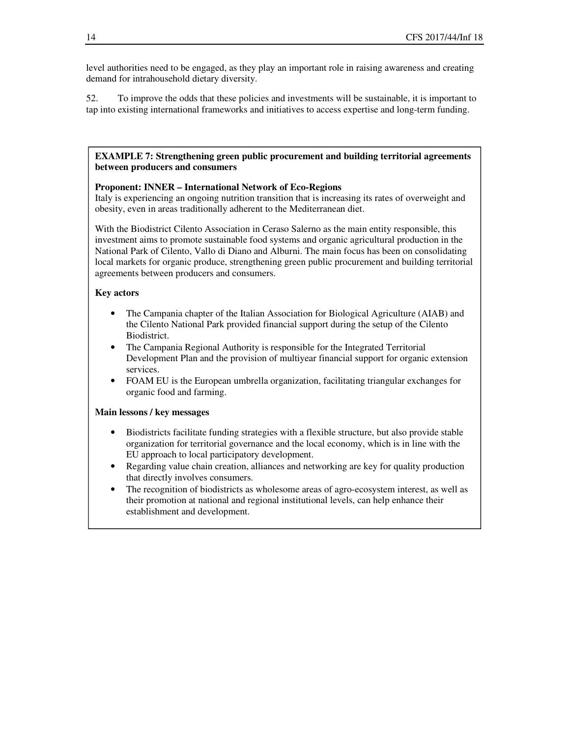level authorities need to be engaged, as they play an important role in raising awareness and creating demand for intrahousehold dietary diversity.

52. To improve the odds that these policies and investments will be sustainable, it is important to tap into existing international frameworks and initiatives to access expertise and long-term funding.

**EXAMPLE 7: Strengthening green public procurement and building territorial agreements between producers and consumers**

**Proponent: INNER – International Network of Eco-Regions**
Italy is experiencing an ongoing nutrition transition that is increasing its rates of overweight and obesity, even in areas traditionally adherent to the Mediterranean diet.

With the Biodistrict Cilento Association in Ceraso Salerno as the main entity responsible, this investment aims to promote sustainable food systems and organic agricultural production in the National Park of Cilento, Vallo di Diano and Alburni. The main focus has been on consolidating local markets for organic produce, strengthening green public procurement and building territorial agreements between producers and consumers.

**Key actors**

- The Campania chapter of the Italian Association for Biological Agriculture (AIAB) and the Cilento National Park provided financial support during the setup of the Cilento Biodistrict.
- The Campania Regional Authority is responsible for the Integrated Territorial Development Plan and the provision of multiyear financial support for organic extension services.
- FOAM EU is the European umbrella organization, facilitating triangular exchanges for organic food and farming.

**Main lessons / key messages**

- Biodistricts facilitate funding strategies with a flexible structure, but also provide stable organization for territorial governance and the local economy, which is in line with the EU approach to local participatory development.
- Regarding value chain creation, alliances and networking are key for quality production that directly involves consumers.
- The recognition of biodistricts as wholesome areas of agro-ecosystem interest, as well as their promotion at national and regional institutional levels, can help enhance their establishment and development.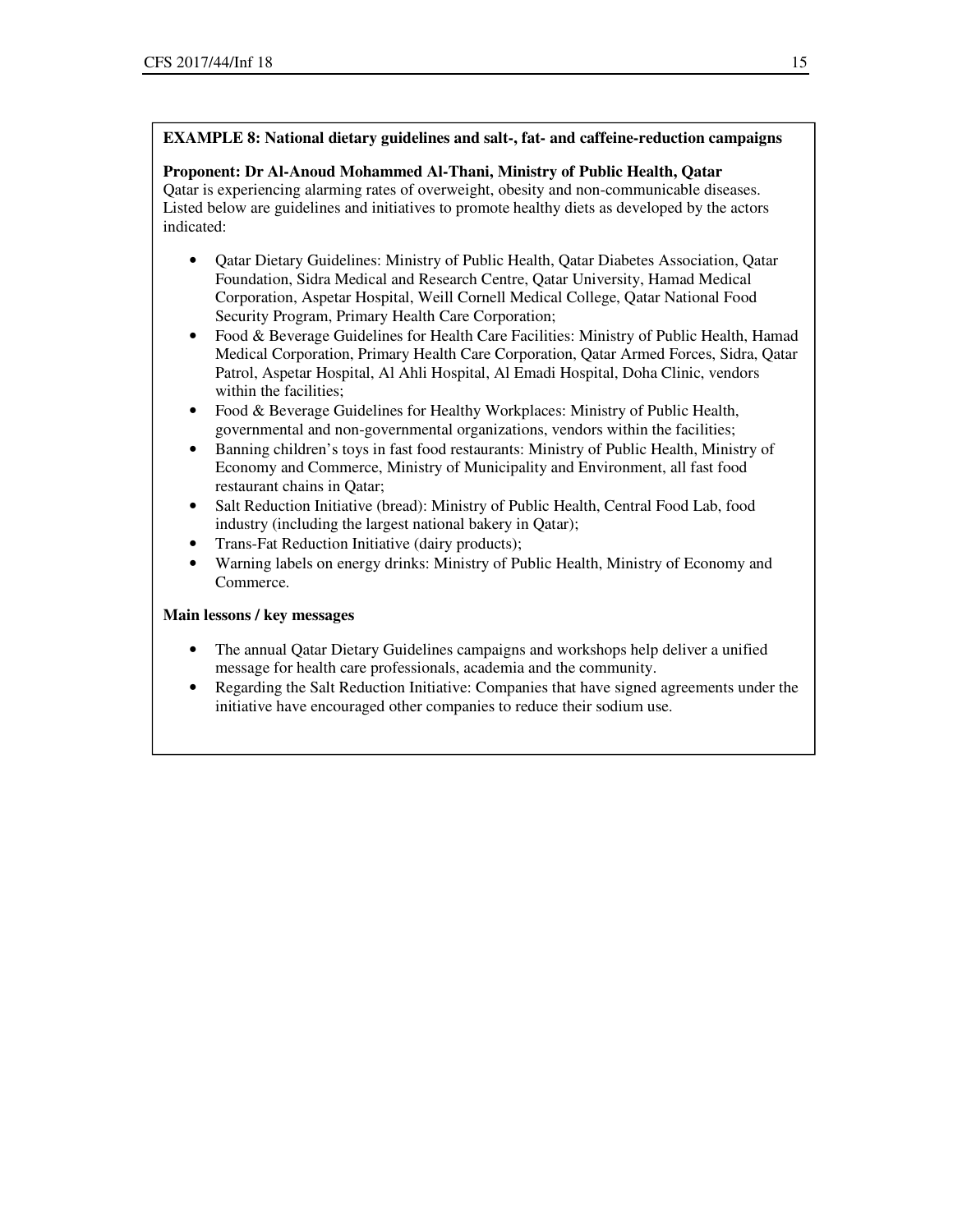**EXAMPLE 8: National dietary guidelines and salt-, fat- and caffeine-reduction campaigns**

**Proponent: Dr Al-Anoud Mohammed Al-Thani, Ministry of Public Health, Qatar**

Qatar is experiencing alarming rates of overweight, obesity and non-communicable diseases. Listed below are guidelines and initiatives to promote healthy diets as developed by the actors indicated:

- Qatar Dietary Guidelines: Ministry of Public Health, Qatar Diabetes Association, Qatar Foundation, Sidra Medical and Research Centre, Qatar University, Hamad Medical Corporation, Aspetar Hospital, Weill Cornell Medical College, Qatar National Food Security Program, Primary Health Care Corporation;
- Food & Beverage Guidelines for Health Care Facilities: Ministry of Public Health, Hamad Medical Corporation, Primary Health Care Corporation, Qatar Armed Forces, Sidra, Qatar Patrol, Aspetar Hospital, Al Ahli Hospital, Al Emadi Hospital, Doha Clinic, vendors within the facilities;
- Food & Beverage Guidelines for Healthy Workplaces: Ministry of Public Health, governmental and non-governmental organizations, vendors within the facilities;
- Banning children's toys in fast food restaurants: Ministry of Public Health, Ministry of Economy and Commerce, Ministry of Municipality and Environment, all fast food restaurant chains in Qatar;
- Salt Reduction Initiative (bread): Ministry of Public Health, Central Food Lab, food industry (including the largest national bakery in Qatar);
- Trans-Fat Reduction Initiative (dairy products);
- Warning labels on energy drinks: Ministry of Public Health, Ministry of Economy and Commerce.

**Main lessons / key messages**

- The annual Qatar Dietary Guidelines campaigns and workshops help deliver a unified message for health care professionals, academia and the community.
- Regarding the Salt Reduction Initiative: Companies that have signed agreements under the initiative have encouraged other companies to reduce their sodium use.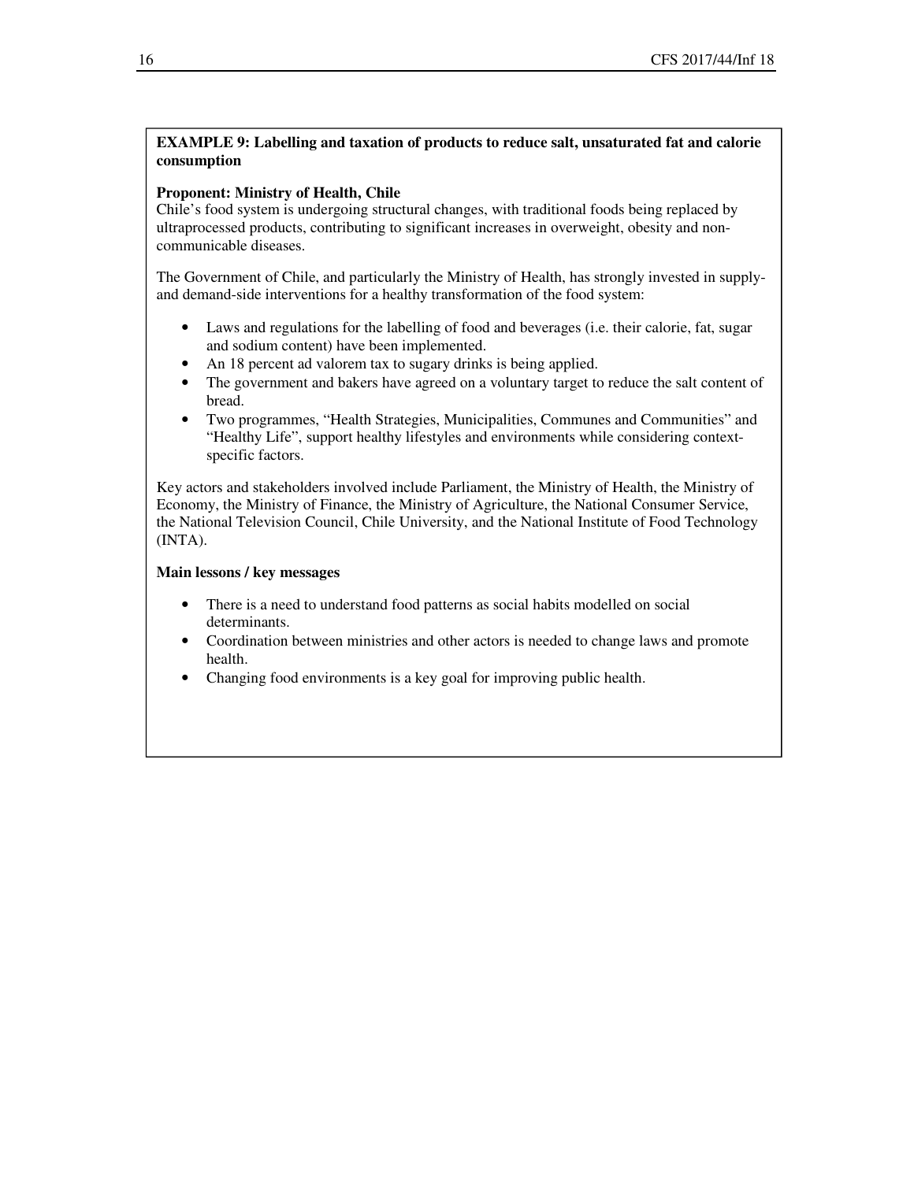**EXAMPLE 9: Labelling and taxation of products to reduce salt, unsaturated fat and calorie consumption**

**Proponent: Ministry of Health, Chile**

Chile's food system is undergoing structural changes, with traditional foods being replaced by ultraprocessed products, contributing to significant increases in overweight, obesity and non-communicable diseases.

The Government of Chile, and particularly the Ministry of Health, has strongly invested in supply- and demand-side interventions for a healthy transformation of the food system:

- Laws and regulations for the labelling of food and beverages (i.e. their calorie, fat, sugar and sodium content) have been implemented.
- An 18 percent ad valorem tax to sugary drinks is being applied.
- The government and bakers have agreed on a voluntary target to reduce the salt content of bread.
- Two programmes, "Health Strategies, Municipalities, Communes and Communities" and "Healthy Life", support healthy lifestyles and environments while considering context-specific factors.

Key actors and stakeholders involved include Parliament, the Ministry of Health, the Ministry of Economy, the Ministry of Finance, the Ministry of Agriculture, the National Consumer Service, the National Television Council, Chile University, and the National Institute of Food Technology (INTA).

**Main lessons / key messages**

- There is a need to understand food patterns as social habits modelled on social determinants.
- Coordination between ministries and other actors is needed to change laws and promote health.
- Changing food environments is a key goal for improving public health.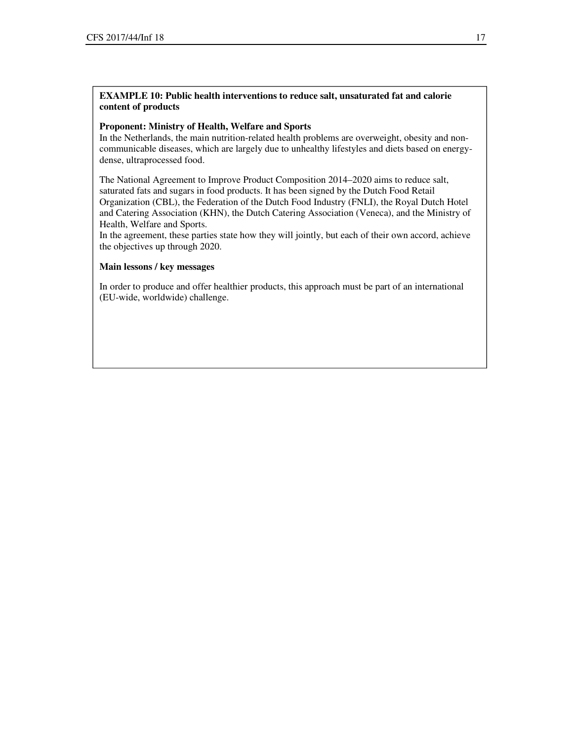**EXAMPLE 10: Public health interventions to reduce salt, unsaturated fat and calorie content of products**

**Proponent: Ministry of Health, Welfare and Sports**

In the Netherlands, the main nutrition-related health problems are overweight, obesity and non-communicable diseases, which are largely due to unhealthy lifestyles and diets based on energy-dense, ultraprocessed food.

The National Agreement to Improve Product Composition 2014–2020 aims to reduce salt, saturated fats and sugars in food products. It has been signed by the Dutch Food Retail Organization (CBL), the Federation of the Dutch Food Industry (FNLI), the Royal Dutch Hotel and Catering Association (KHN), the Dutch Catering Association (Veneca), and the Ministry of Health, Welfare and Sports.

In the agreement, these parties state how they will jointly, but each of their own accord, achieve the objectives up through 2020.

**Main lessons / key messages**

In order to produce and offer healthier products, this approach must be part of an international (EU-wide, worldwide) challenge.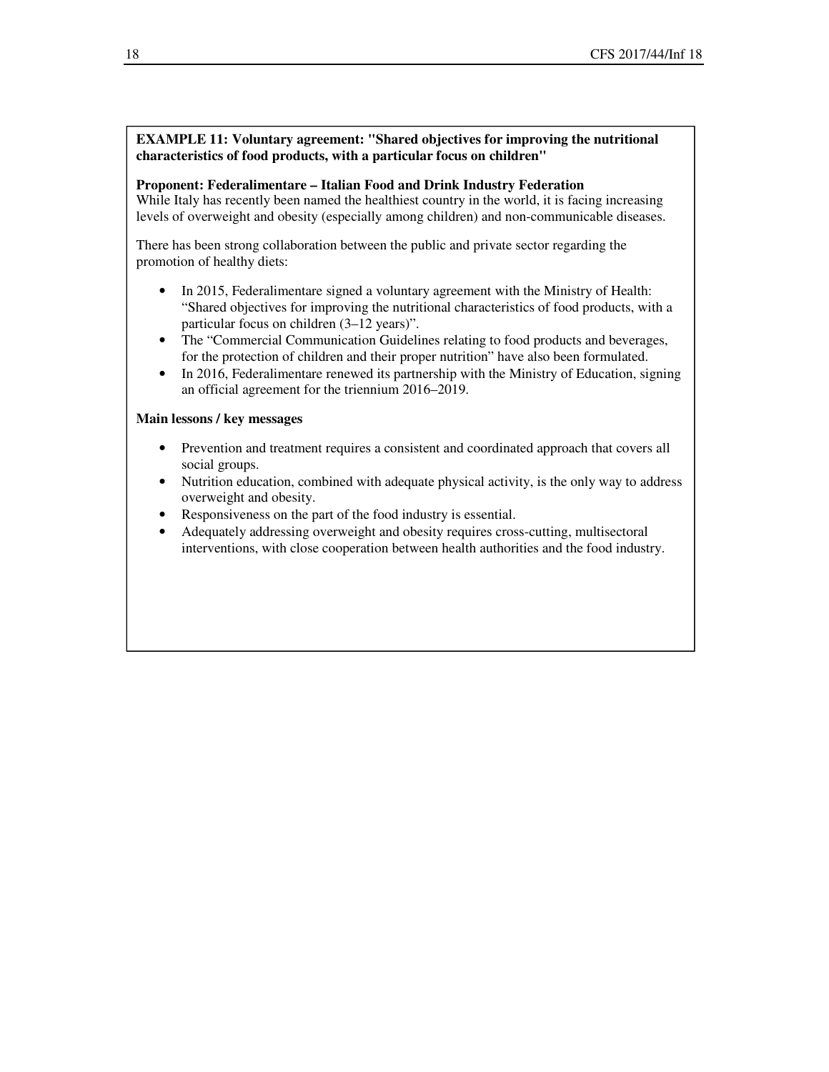**EXAMPLE 11: Voluntary agreement: "Shared objectives for improving the nutritional characteristics of food products, with a particular focus on children"**

**Proponent: Federalimentare – Italian Food and Drink Industry Federation**

While Italy has recently been named the healthiest country in the world, it is facing increasing levels of overweight and obesity (especially among children) and non-communicable diseases.

There has been strong collaboration between the public and private sector regarding the promotion of healthy diets:

- In 2015, Federalimentare signed a voluntary agreement with the Ministry of Health: "Shared objectives for improving the nutritional characteristics of food products, with a particular focus on children (3–12 years)".
- The "Commercial Communication Guidelines relating to food products and beverages, for the protection of children and their proper nutrition" have also been formulated.
- In 2016, Federalimentare renewed its partnership with the Ministry of Education, signing an official agreement for the triennium 2016–2019.

**Main lessons / key messages**

- Prevention and treatment requires a consistent and coordinated approach that covers all social groups.
- Nutrition education, combined with adequate physical activity, is the only way to address overweight and obesity.
- Responsiveness on the part of the food industry is essential.
- Adequately addressing overweight and obesity requires cross-cutting, multisectoral interventions, with close cooperation between health authorities and the food industry.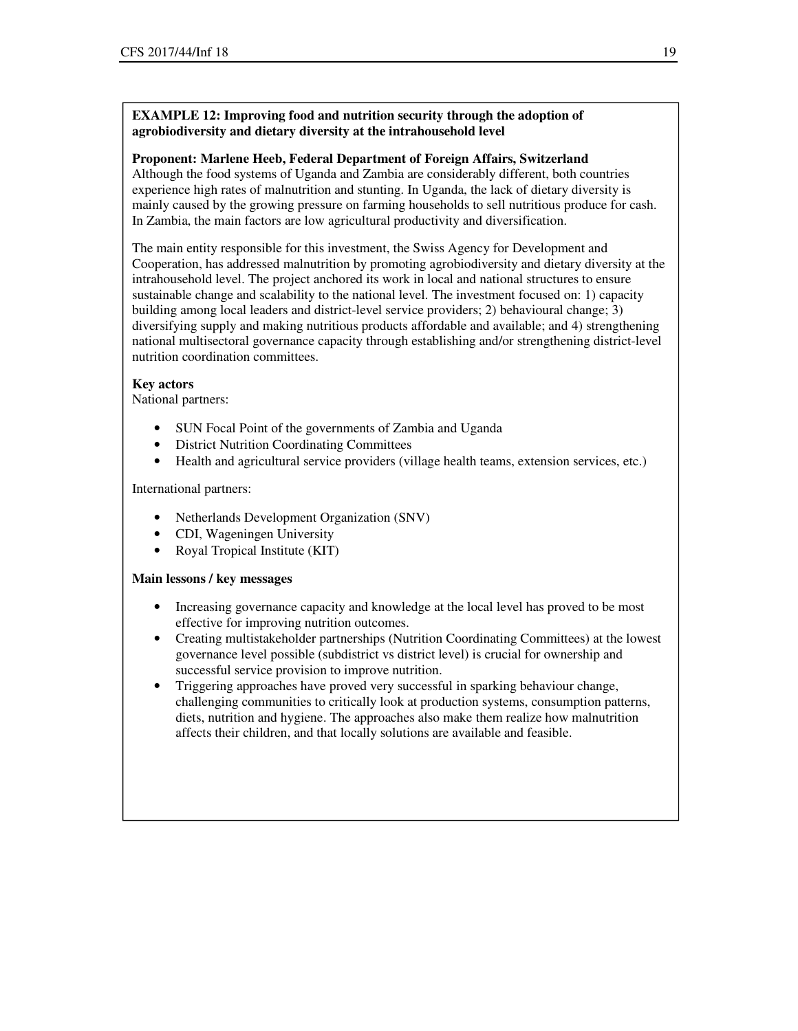**EXAMPLE 12: Improving food and nutrition security through the adoption of agrobiodiversity and dietary diversity at the intrahousehold level**

**Proponent: Marlene Heeb, Federal Department of Foreign Affairs, Switzerland**

Although the food systems of Uganda and Zambia are considerably different, both countries experience high rates of malnutrition and stunting. In Uganda, the lack of dietary diversity is mainly caused by the growing pressure on farming households to sell nutritious produce for cash. In Zambia, the main factors are low agricultural productivity and diversification.

The main entity responsible for this investment, the Swiss Agency for Development and Cooperation, has addressed malnutrition by promoting agrobiodiversity and dietary diversity at the intrahousehold level. The project anchored its work in local and national structures to ensure sustainable change and scalability to the national level. The investment focused on: 1) capacity building among local leaders and district-level service providers; 2) behavioural change; 3) diversifying supply and making nutritious products affordable and available; and 4) strengthening national multisectoral governance capacity through establishing and/or strengthening district-level nutrition coordination committees.

**Key actors**

National partners:

- SUN Focal Point of the governments of Zambia and Uganda
- District Nutrition Coordinating Committees
- Health and agricultural service providers (village health teams, extension services, etc.)

International partners:

- Netherlands Development Organization (SNV)
- CDI, Wageningen University
- Royal Tropical Institute (KIT)

**Main lessons / key messages**

- Increasing governance capacity and knowledge at the local level has proved to be most effective for improving nutrition outcomes.
- Creating multistakeholder partnerships (Nutrition Coordinating Committees) at the lowest governance level possible (subdistrict vs district level) is crucial for ownership and successful service provision to improve nutrition.
- Triggering approaches have proved very successful in sparking behaviour change, challenging communities to critically look at production systems, consumption patterns, diets, nutrition and hygiene. The approaches also make them realize how malnutrition affects their children, and that locally solutions are available and feasible.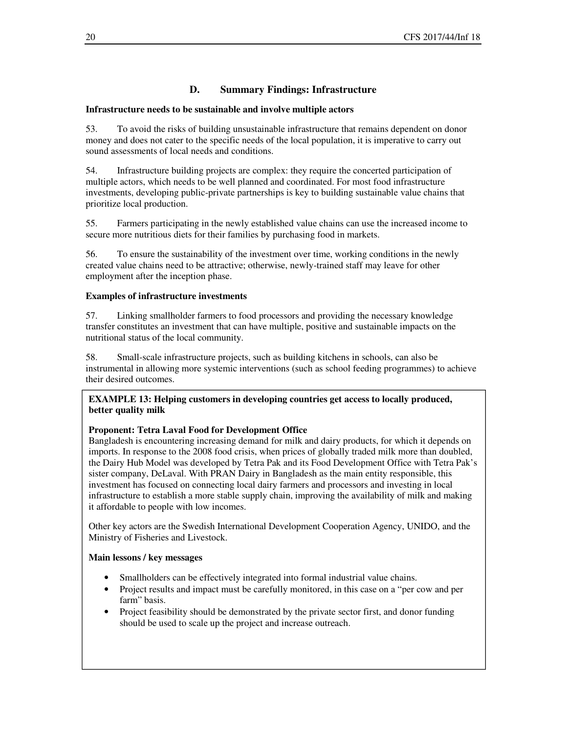## D. Summary Findings: Infrastructure

**Infrastructure needs to be sustainable and involve multiple actors**

53. To avoid the risks of building unsustainable infrastructure that remains dependent on donor money and does not cater to the specific needs of the local population, it is imperative to carry out sound assessments of local needs and conditions.

54. Infrastructure building projects are complex: they require the concerted participation of multiple actors, which needs to be well planned and coordinated. For most food infrastructure investments, developing public-private partnerships is key to building sustainable value chains that prioritize local production.

55. Farmers participating in the newly established value chains can use the increased income to secure more nutritious diets for their families by purchasing food in markets.

56. To ensure the sustainability of the investment over time, working conditions in the newly created value chains need to be attractive; otherwise, newly-trained staff may leave for other employment after the inception phase.

**Examples of infrastructure investments**

57. Linking smallholder farmers to food processors and providing the necessary knowledge transfer constitutes an investment that can have multiple, positive and sustainable impacts on the nutritional status of the local community.

58. Small-scale infrastructure projects, such as building kitchens in schools, can also be instrumental in allowing more systemic interventions (such as school feeding programmes) to achieve their desired outcomes.

**EXAMPLE 13: Helping customers in developing countries get access to locally produced, better quality milk**

**Proponent: Tetra Laval Food for Development Office**

Bangladesh is encountering increasing demand for milk and dairy products, for which it depends on imports. In response to the 2008 food crisis, when prices of globally traded milk more than doubled, the Dairy Hub Model was developed by Tetra Pak and its Food Development Office with Tetra Pak's sister company, DeLaval. With PRAN Dairy in Bangladesh as the main entity responsible, this investment has focused on connecting local dairy farmers and processors and investing in local infrastructure to establish a more stable supply chain, improving the availability of milk and making it affordable to people with low incomes.

Other key actors are the Swedish International Development Cooperation Agency, UNIDO, and the Ministry of Fisheries and Livestock.

**Main lessons / key messages**

- Smallholders can be effectively integrated into formal industrial value chains.
- Project results and impact must be carefully monitored, in this case on a "per cow and per farm" basis.
- Project feasibility should be demonstrated by the private sector first, and donor funding should be used to scale up the project and increase outreach.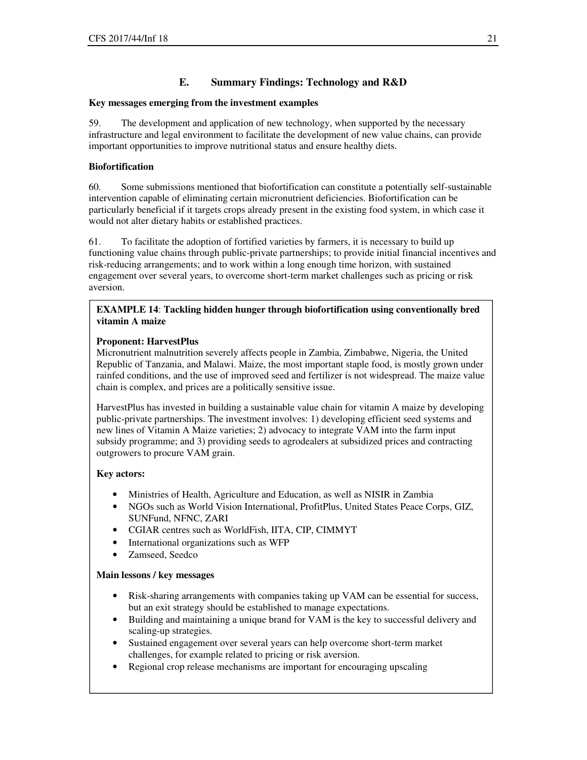## E. Summary Findings: Technology and R&D

**Key messages emerging from the investment examples**

59. The development and application of new technology, when supported by the necessary infrastructure and legal environment to facilitate the development of new value chains, can provide important opportunities to improve nutritional status and ensure healthy diets.

**Biofortification**

60. Some submissions mentioned that biofortification can constitute a potentially self-sustainable intervention capable of eliminating certain micronutrient deficiencies. Biofortification can be particularly beneficial if it targets crops already present in the existing food system, in which case it would not alter dietary habits or established practices.

61. To facilitate the adoption of fortified varieties by farmers, it is necessary to build up functioning value chains through public-private partnerships; to provide initial financial incentives and risk-reducing arrangements; and to work within a long enough time horizon, with sustained engagement over several years, to overcome short-term market challenges such as pricing or risk aversion.

**EXAMPLE 14**: **Tackling hidden hunger through biofortification using conventionally bred vitamin A maize**

**Proponent: HarvestPlus**

Micronutrient malnutrition severely affects people in Zambia, Zimbabwe, Nigeria, the United Republic of Tanzania, and Malawi. Maize, the most important staple food, is mostly grown under rainfed conditions, and the use of improved seed and fertilizer is not widespread. The maize value chain is complex, and prices are a politically sensitive issue.

HarvestPlus has invested in building a sustainable value chain for vitamin A maize by developing public-private partnerships. The investment involves: 1) developing efficient seed systems and new lines of Vitamin A Maize varieties; 2) advocacy to integrate VAM into the farm input subsidy programme; and 3) providing seeds to agrodealers at subsidized prices and contracting outgrowers to procure VAM grain.

**Key actors:**

- Ministries of Health, Agriculture and Education, as well as NISIR in Zambia
- NGOs such as World Vision International, ProfitPlus, United States Peace Corps, GIZ, SUNFund, NFNC, ZARI
- CGIAR centres such as WorldFish, IITA, CIP, CIMMYT
- International organizations such as WFP
- Zamseed, Seedco

**Main lessons / key messages**

- Risk-sharing arrangements with companies taking up VAM can be essential for success, but an exit strategy should be established to manage expectations.
- Building and maintaining a unique brand for VAM is the key to successful delivery and scaling-up strategies.
- Sustained engagement over several years can help overcome short-term market challenges, for example related to pricing or risk aversion.
- Regional crop release mechanisms are important for encouraging upscaling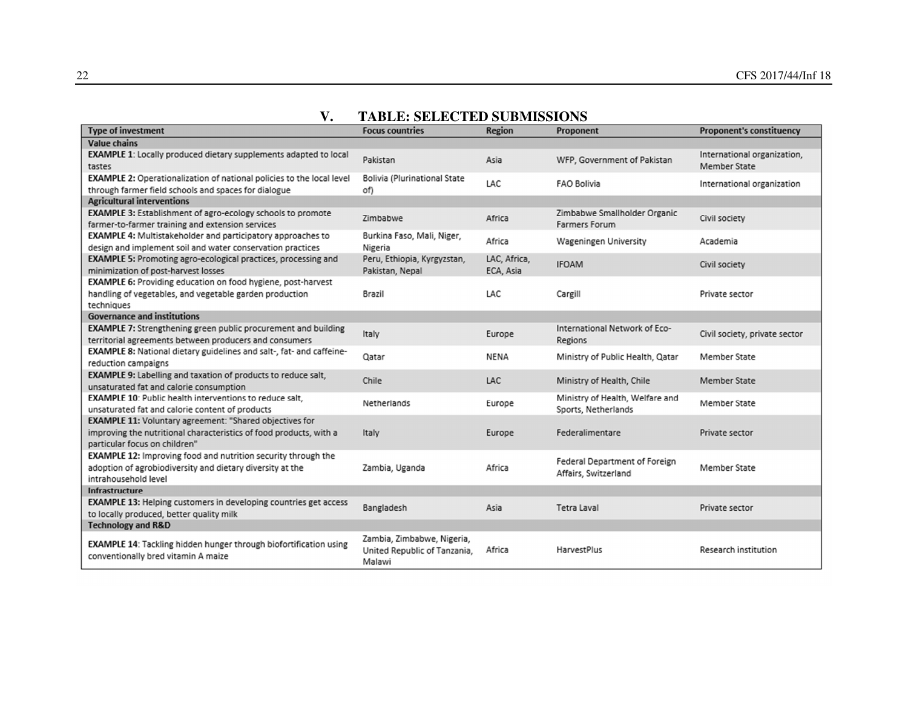## V. TABLE: SELECTED SUBMISSIONS

| Type of investment | Focus countries | Region | Proponent | Proponent's constituency |
|---|---|---|---|---|
| **Value chains** | | | | |
| **EXAMPLE 1**: Locally produced dietary supplements adapted to local tastes | Pakistan | Asia | WFP, Government of Pakistan | International organization, Member State |
| **EXAMPLE 2:** Operationalization of national policies to the local level through farmer field schools and spaces for dialogue | Bolivia (Plurinational State of) | LAC | FAO Bolivia | International organization |
| **Agricultural interventions** | | | | |
| **EXAMPLE 3:** Establishment of agro-ecology schools to promote farmer-to-farmer training and extension services | Zimbabwe | Africa | Zimbabwe Smallholder Organic Farmers Forum | Civil society |
| **EXAMPLE 4:** Multistakeholder and participatory approaches to design and implement soil and water conservation practices | Burkina Faso, Mali, Niger, Nigeria | Africa | Wageningen University | Academia |
| **EXAMPLE 5:** Promoting agro-ecological practices, processing and minimization of post-harvest losses | Peru, Ethiopia, Kyrgyzstan, Pakistan, Nepal | LAC, Africa, ECA, Asia | IFOAM | Civil society |
| **EXAMPLE 6:** Providing education on food hygiene, post-harvest handling of vegetables, and vegetable garden production techniques | Brazil | LAC | Cargill | Private sector |
| **Governance and institutions** | | | | |
| **EXAMPLE 7:** Strengthening green public procurement and building territorial agreements between producers and consumers | Italy | Europe | International Network of Eco-Regions | Civil society, private sector |
| **EXAMPLE 8:** National dietary guidelines and salt-, fat- and caffeine-reduction campaigns | Qatar | NENA | Ministry of Public Health, Qatar | Member State |
| **EXAMPLE 9:** Labelling and taxation of products to reduce salt, unsaturated fat and calorie consumption | Chile | LAC | Ministry of Health, Chile | Member State |
| **EXAMPLE 10**: Public health interventions to reduce salt, unsaturated fat and calorie content of products | Netherlands | Europe | Ministry of Health, Welfare and Sports, Netherlands | Member State |
| **EXAMPLE 11:** Voluntary agreement: "Shared objectives for improving the nutritional characteristics of food products, with a particular focus on children" | Italy | Europe | Federalimentare | Private sector |
| **EXAMPLE 12:** Improving food and nutrition security through the adoption of agrobiodiversity and dietary diversity at the intrahousehold level | Zambia, Uganda | Africa | Federal Department of Foreign Affairs, Switzerland | Member State |
| **Infrastructure** | | | | |
| **EXAMPLE 13:** Helping customers in developing countries get access to locally produced, better quality milk | Bangladesh | Asia | Tetra Laval | Private sector |
| **Technology and R&D** | | | | |
| **EXAMPLE 14**: Tackling hidden hunger through biofortification using conventionally bred vitamin A maize | Zambia, Zimbabwe, Nigeria, United Republic of Tanzania, Malawi | Africa | HarvestPlus | Research institution |